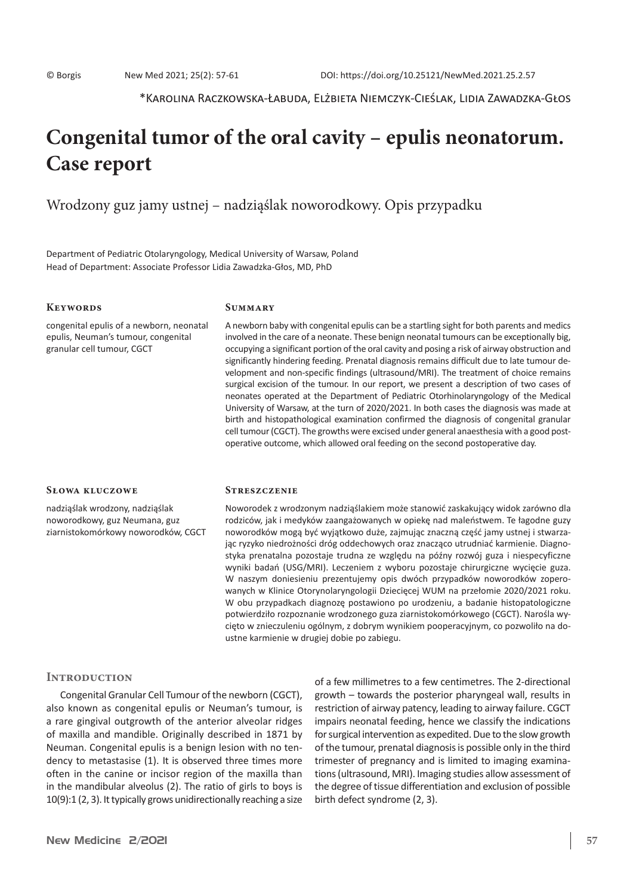© Borgis New Med 2021; 25(2): 57-61 DOI: https://doi.org/10.25121/NewMed.2021.25.2.57

*Karolina Raczkowska-Łabuda, Elżbieta Niemczyk-Cieślak, Lidia Zawadzka-Głos

# Congenital tumor of the oral cavity – epulis neonatorum. Case report

## Wrodzony guz jamy ustnej – nadziąślak noworodkowy. Opis przypadku

Department of Pediatric Otolaryngology, Medical University of Warsaw, Poland
Head of Department: Associate Professor Lidia Zawadzka-Głos, MD, PhD

### Keywords

congenital epulis of a newborn, neonatal epulis, Neuman's tumour, congenital granular cell tumour, CGCT

### Summary

A newborn baby with congenital epulis can be a startling sight for both parents and medics involved in the care of a neonate. These benign neonatal tumours can be exceptionally big, occupying a significant portion of the oral cavity and posing a risk of airway obstruction and significantly hindering feeding. Prenatal diagnosis remains difficult due to late tumour development and non-specific findings (ultrasound/MRI). The treatment of choice remains surgical excision of the tumour. In our report, we present a description of two cases of neonates operated at the Department of Pediatric Otorhinolaryngology of the Medical University of Warsaw, at the turn of 2020/2021. In both cases the diagnosis was made at birth and histopathological examination confirmed the diagnosis of congenital granular cell tumour (CGCT). The growths were excised under general anaesthesia with a good postoperative outcome, which allowed oral feeding on the second postoperative day.

### Słowa kluczowe

nadziąślak wrodzony, nadziąślak noworodkowy, guz Neumana, guz ziarnistokomórkowy noworodków, CGCT

### Streszczenie

Noworodek z wrodzonym nadziąślakiem może stanowić zaskakujący widok zarówno dla rodziców, jak i medyków zaangażowanych w opiekę nad maleństwem. Te łagodne guzy noworodków mogą być wyjątkowo duże, zajmując znaczną część jamy ustnej i stwarzając ryzyko niedrożności dróg oddechowych oraz znacząco utrudniać karmienie. Diagnostyka prenatalna pozostaje trudna ze względu na późny rozwój guza i niespecyficzne wyniki badań (USG/MRI). Leczeniem z wyboru pozostaje chirurgiczne wycięcie guza. W naszym doniesieniu prezentujemy opis dwóch przypadków noworodków zoperowanych w Klinice Otorynolaryngologii Dziecięcej WUM na przełomie 2020/2021 roku. W obu przypadkach diagnozę postawiono po urodzeniu, a badanie histopatologiczne potwierdziło rozpoznanie wrodzonego guza ziarnistokomórkowego (CGCT). Narośla wycięto w znieczuleniu ogólnym, z dobrym wynikiem pooperacyjnym, co pozwoliło na doustne karmienie w drugiej dobie po zabiegu.

## Introduction

Congenital Granular Cell Tumour of the newborn (CGCT), also known as congenital epulis or Neuman's tumour, is a rare gingival outgrowth of the anterior alveolar ridges of maxilla and mandible. Originally described in 1871 by Neuman. Congenital epulis is a benign lesion with no tendency to metastasise (1). It is observed three times more often in the canine or incisor region of the maxilla than in the mandibular alveolus (2). The ratio of girls to boys is 10(9):1 (2, 3). It typically grows unidirectionally reaching a size of a few millimetres to a few centimetres. The 2-directional growth – towards the posterior pharyngeal wall, results in restriction of airway patency, leading to airway failure. CGCT impairs neonatal feeding, hence we classify the indications for surgical intervention as expedited. Due to the slow growth of the tumour, prenatal diagnosis is possible only in the third trimester of pregnancy and is limited to imaging examinations (ultrasound, MRI). Imaging studies allow assessment of the degree of tissue differentiation and exclusion of possible birth defect syndrome (2, 3).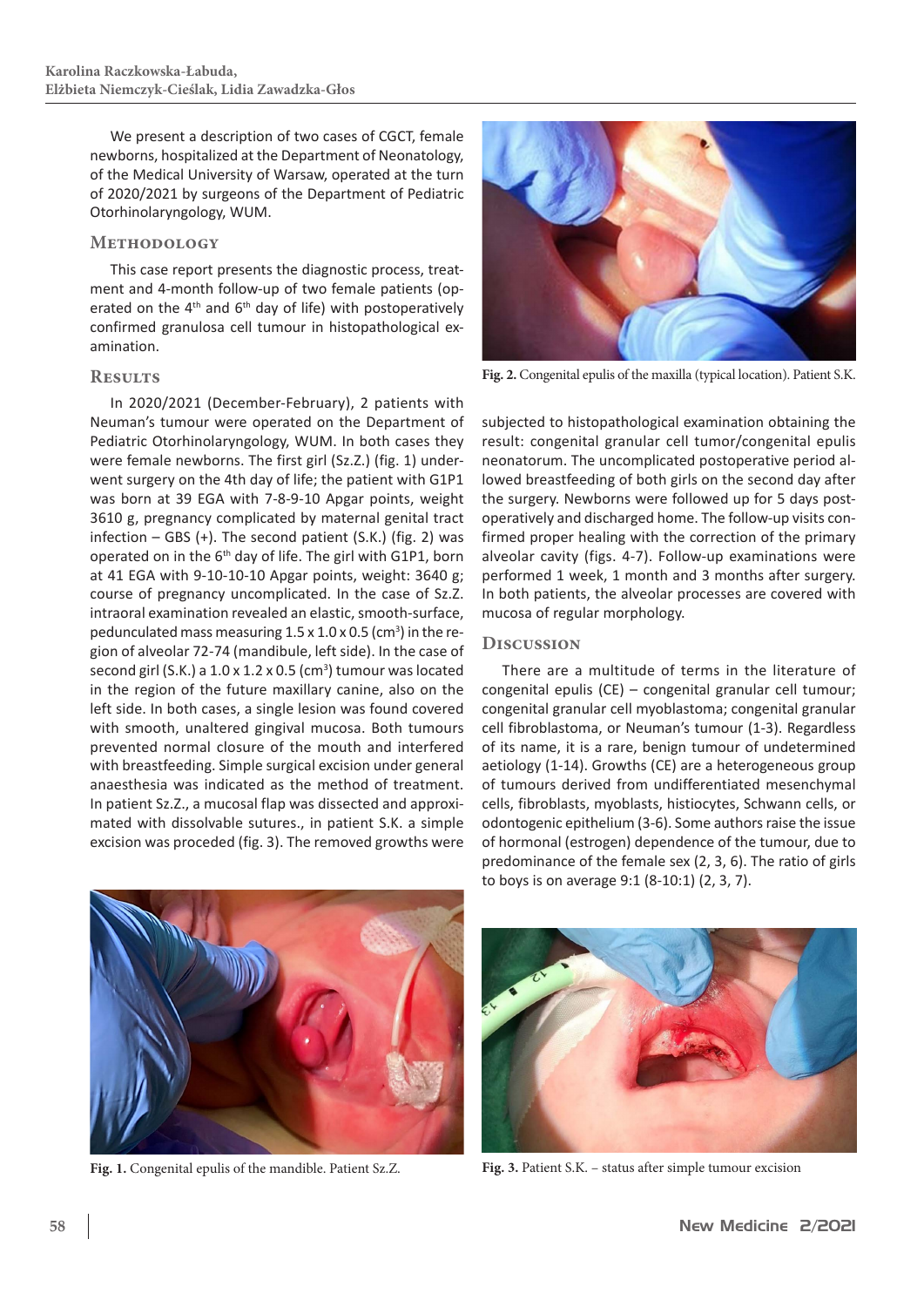We present a description of two cases of CGCT, female newborns, hospitalized at the Department of Neonatology, of the Medical University of Warsaw, operated at the turn of 2020/2021 by surgeons of the Department of Pediatric Otorhinolaryngology, WUM.

## Methodology

This case report presents the diagnostic process, treatment and 4-month follow-up of two female patients (operated on the $4^{th}$ and $6^{th}$ day of life) with postoperatively confirmed granulosa cell tumour in histopathological examination.

## Results

In 2020/2021 (December-February), 2 patients with Neuman's tumour were operated on the Department of Pediatric Otorhinolaryngology, WUM. In both cases they were female newborns. The first girl (Sz.Z.) (fig. 1) underwent surgery on the 4th day of life; the patient with G1P1 was born at 39 EGA with 7-8-9-10 Apgar points, weight 3610 g, pregnancy complicated by maternal genital tract infection – GBS (+). The second patient (S.K.) (fig. 2) was operated on in the $6^{th}$ day of life. The girl with G1P1, born at 41 EGA with 9-10-10-10 Apgar points, weight: 3640 g; course of pregnancy uncomplicated. In the case of Sz.Z. intraoral examination revealed an elastic, smooth-surface, pedunculated mass measuring 1.5 x 1.0 x 0.5 ($cm^3$) in the region of alveolar 72-74 (mandibule, left side). In the case of second girl (S.K.) a 1.0 x 1.2 x 0.5 ($cm^3$) tumour was located in the region of the future maxillary canine, also on the left side. In both cases, a single lesion was found covered with smooth, unaltered gingival mucosa. Both tumours prevented normal closure of the mouth and interfered with breastfeeding. Simple surgical excision under general anaesthesia was indicated as the method of treatment. In patient Sz.Z., a mucosal flap was dissected and approximated with dissolvable sutures., in patient S.K. a simple excision was proceded (fig. 3). The removed growths were subjected to histopathological examination obtaining the result: congenital granular cell tumor/congenital epulis neonatorum. The uncomplicated postoperative period allowed breastfeeding of both girls on the second day after the surgery. Newborns were followed up for 5 days postoperatively and discharged home. The follow-up visits confirmed proper healing with the correction of the primary alveolar cavity (figs. 4-7). Follow-up examinations were performed 1 week, 1 month and 3 months after surgery. In both patients, the alveolar processes are covered with mucosa of regular morphology.

**Fig. 2.** Congenital epulis of the maxilla (typical location). Patient S.K.

**Fig. 1.** Congenital epulis of the mandible. Patient Sz.Z.

**Fig. 3.** Patient S.K. – status after simple tumour excision

## Discussion

There are a multitude of terms in the literature of congenital epulis (CE) – congenital granular cell tumour; congenital granular cell myoblastoma; congenital granular cell fibroblastoma, or Neuman's tumour (1-3). Regardless of its name, it is a rare, benign tumour of undetermined aetiology (1-14). Growths (CE) are a heterogeneous group of tumours derived from undifferentiated mesenchymal cells, fibroblasts, myoblasts, histiocytes, Schwann cells, or odontogenic epithelium (3-6). Some authors raise the issue of hormonal (estrogen) dependence of the tumour, due to predominance of the female sex (2, 3, 6). The ratio of girls to boys is on average 9:1 (8-10:1) (2, 3, 7).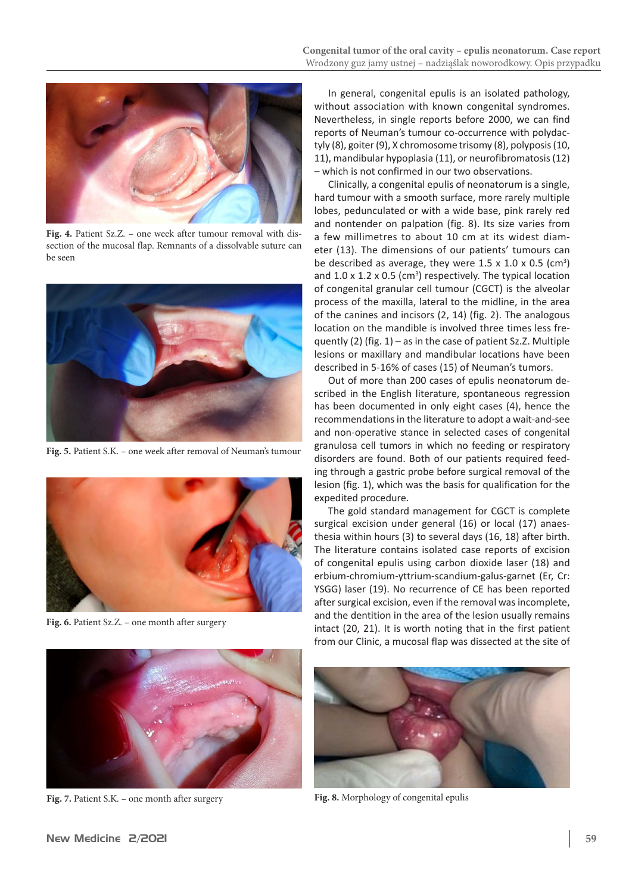Fig. 4. Patient Sz.Z. – one week after tumour removal with dissection of the mucosal flap. Remnants of a dissolvable suture can be seen

Fig. 5. Patient S.K. – one week after removal of Neuman's tumour

Fig. 6. Patient Sz.Z. – one month after surgery

Fig. 7. Patient S.K. – one month after surgery

In general, congenital epulis is an isolated pathology, without association with known congenital syndromes. Nevertheless, in single reports before 2000, we can find reports of Neuman's tumour co-occurrence with polydactyly (8), goiter (9), X chromosome trisomy (8), polyposis (10, 11), mandibular hypoplasia (11), or neurofibromatosis (12) – which is not confirmed in our two observations.

Clinically, a congenital epulis of neonatorum is a single, hard tumour with a smooth surface, more rarely multiple lobes, pedunculated or with a wide base, pink rarely red and nontender on palpation (fig. 8). Its size varies from a few millimetres to about 10 cm at its widest diameter (13). The dimensions of our patients' tumours can be described as average, they were 1.5 x 1.0 x 0.5 ($cm^3$) and 1.0 x 1.2 x 0.5 ($cm^3$) respectively. The typical location of congenital granular cell tumour (CGCT) is the alveolar process of the maxilla, lateral to the midline, in the area of the canines and incisors (2, 14) (fig. 2). The analogous location on the mandible is involved three times less frequently (2) (fig. 1) – as in the case of patient Sz.Z. Multiple lesions or maxillary and mandibular locations have been described in 5-16% of cases (15) of Neuman's tumors.

Out of more than 200 cases of epulis neonatorum described in the English literature, spontaneous regression has been documented in only eight cases (4), hence the recommendations in the literature to adopt a wait-and-see and non-operative stance in selected cases of congenital granulosa cell tumors in which no feeding or respiratory disorders are found. Both of our patients required feeding through a gastric probe before surgical removal of the lesion (fig. 1), which was the basis for qualification for the expedited procedure.

The gold standard management for CGCT is complete surgical excision under general (16) or local (17) anaesthesia within hours (3) to several days (16, 18) after birth. The literature contains isolated case reports of excision of congenital epulis using carbon dioxide laser (18) and erbium-chromium-yttrium-scandium-galus-garnet (Er, Cr: YSGG) laser (19). No recurrence of CE has been reported after surgical excision, even if the removal was incomplete, and the dentition in the area of the lesion usually remains intact (20, 21). It is worth noting that in the first patient from our Clinic, a mucosal flap was dissected at the site of

Fig. 8. Morphology of congenital epulis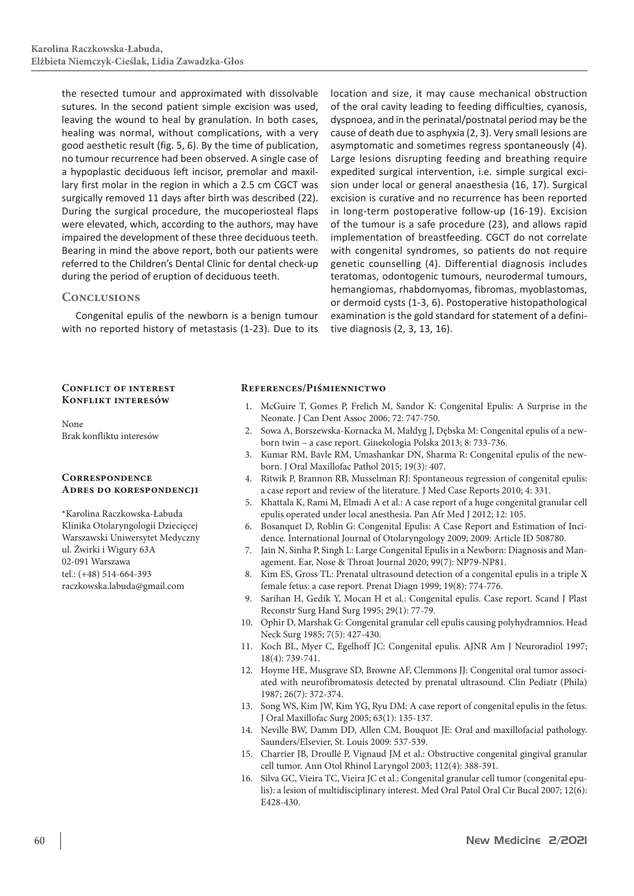the resected tumour and approximated with dissolvable sutures. In the second patient simple excision was used, leaving the wound to heal by granulation. In both cases, healing was normal, without complications, with a very good aesthetic result (fig. 5, 6). By the time of publication, no tumour recurrence had been observed. A single case of a hypoplastic deciduous left incisor, premolar and maxillary first molar in the region in which a 2.5 cm CGCT was surgically removed 11 days after birth was described (22). During the surgical procedure, the mucoperiosteal flaps were elevated, which, according to the authors, may have impaired the development of these three deciduous teeth. Bearing in mind the above report, both our patients were referred to the Children's Dental Clinic for dental check-up during the period of eruption of deciduous teeth.

## Conclusions

Congenital epulis of the newborn is a benign tumour with no reported history of metastasis (1-23). Due to its location and size, it may cause mechanical obstruction of the oral cavity leading to feeding difficulties, cyanosis, dyspnoea, and in the perinatal/postnatal period may be the cause of death due to asphyxia (2, 3). Very small lesions are asymptomatic and sometimes regress spontaneously (4). Large lesions disrupting feeding and breathing require expedited surgical intervention, i.e. simple surgical excision under local or general anaesthesia (16, 17). Surgical excision is curative and no recurrence has been reported in long-term postoperative follow-up (16-19). Excision of the tumour is a safe procedure (23), and allows rapid implementation of breastfeeding. CGCT do not correlate with congenital syndromes, so patients do not require genetic counselling (4). Differential diagnosis includes teratomas, odontogenic tumours, neurodermal tumours, hemangiomas, rhabdomyomas, fibromas, myoblastomas, or dermoid cysts (1-3, 6). Postoperative histopathological examination is the gold standard for statement of a definitive diagnosis (2, 3, 13, 16).

### Conflict of interest
### Konflikt interesów

None
Brak konfliktu interesów

### Correspondence
### Adres do korespondencji

*Karolina Raczkowska-Łabuda
Klinika Otolaryngologii Dziecięcej
Warszawski Uniwersytet Medyczny
ul. Żwirki i Wigury 63A
02-091 Warszawa
tel.: (+48) 514-664-393
raczkowska.labuda@gmail.com

## References/Piśmiennictwo

1. McGuire T, Gomes P, Frelich M, Sandor K: Congenital Epulis: A Surprise in the Neonate. J Can Dent Assoc 2006; 72: 747-750.
2. Sowa A, Borszewska-Kornacka M, Małdyg J, Dębska M: Congenital epulis of a newborn twin – a case report. Ginekologia Polska 2013; 8: 733-736.
3. Kumar RM, Bavle RM, Umashankar DN, Sharma R: Congenital epulis of the newborn. J Oral Maxillofac Pathol 2015; 19(3): 407.
4. Ritwik P, Brannon RB, Musselman RJ: Spontaneous regression of congenital epulis: a case report and review of the literature. J Med Case Reports 2010; 4: 331.
5. Khattala K, Rami M, Elmadi A et al.: A case report of a huge congenital granular cell epulis operated under local anesthesia. Pan Afr Med J 2012; 12: 105.
6. Bosanquet D, Roblin G: Congenital Epulis: A Case Report and Estimation of Incidence. International Journal of Otolaryngology 2009; 2009: Article ID 508780.
7. Jain N, Sinha P, Singh L: Large Congenital Epulis in a Newborn: Diagnosis and Management. Ear, Nose & Throat Journal 2020; 99(7): NP79-NP81.
8. Kim ES, Gross TL: Prenatal ultrasound detection of a congenital epulis in a triple X female fetus: a case report. Prenat Diagn 1999; 19(8): 774-776.
9. Sarihan H, Gedík Y, Mocan H et al.: Congenital epulis. Case report. Scand J Plast Reconstr Surg Hand Surg 1995; 29(1): 77-79.
10. Ophir D, Marshak G: Congenital granular cell epulis causing polyhydramnios. Head Neck Surg 1985; 7(5): 427-430.
11. Koch BL, Myer C, Egelhoff JC: Congenital epulis. AJNR Am J Neuroradiol 1997; 18(4): 739-741.
12. Hoyme HE, Musgrave SD, Browne AF, Clemmons JJ: Congenital oral tumor associated with neurofibromatosis detected by prenatal ultrasound. Clin Pediatr (Phila) 1987; 26(7): 372-374.
13. Song WS, Kim JW, Kim YG, Ryu DM: A case report of congenital epulis in the fetus. J Oral Maxillofac Surg 2005; 63(1): 135-137.
14. Neville BW, Damm DD, Allen CM, Bouquot JE: Oral and maxillofacial pathology. Saunders/Elsevier, St. Louis 2009: 537-539.
15. Charrier JB, Droullé P, Vignaud JM et al.: Obstructive congenital gingival granular cell tumor. Ann Otol Rhinol Laryngol 2003; 112(4): 388-391.
16. Silva GC, Vieira TC, Vieira JC et al.: Congenital granular cell tumor (congenital epulis): a lesion of multidisciplinary interest. Med Oral Patol Oral Cir Bucal 2007; 12(6): E428-430.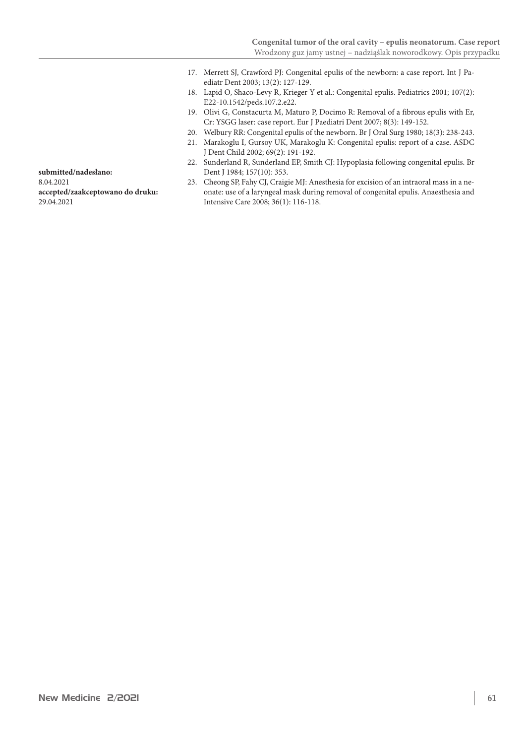17. Merrett SJ, Crawford PJ: Congenital epulis of the newborn: a case report. Int J Paediatr Dent 2003; 13(2): 127-129.
18. Lapid O, Shaco-Levy R, Krieger Y et al.: Congenital epulis. Pediatrics 2001; 107(2): E22-10.1542/peds.107.2.e22.
19. Olivi G, Constacurta M, Maturo P, Docimo R: Removal of a fibrous epulis with Er, Cr: YSGG laser: case report. Eur J Paediatri Dent 2007; 8(3): 149-152.
20. Welbury RR: Congenital epulis of the newborn. Br J Oral Surg 1980; 18(3): 238-243.
21. Marakoglu I, Gursoy UK, Marakoglu K: Congenital epulis: report of a case. ASDC J Dent Child 2002; 69(2): 191-192.
22. Sunderland R, Sunderland EP, Smith CJ: Hypoplasia following congenital epulis. Br Dent J 1984; 157(10): 353.
23. Cheong SP, Fahy CJ, Craigie MJ: Anesthesia for excision of an intraoral mass in a neonate: use of a laryngeal mask during removal of congenital epulis. Anaesthesia and Intensive Care 2008; 36(1): 116-118.

**submitted/nadesłano:**
8.04.2021
**accepted/zaakceptowano do druku:**
29.04.2021